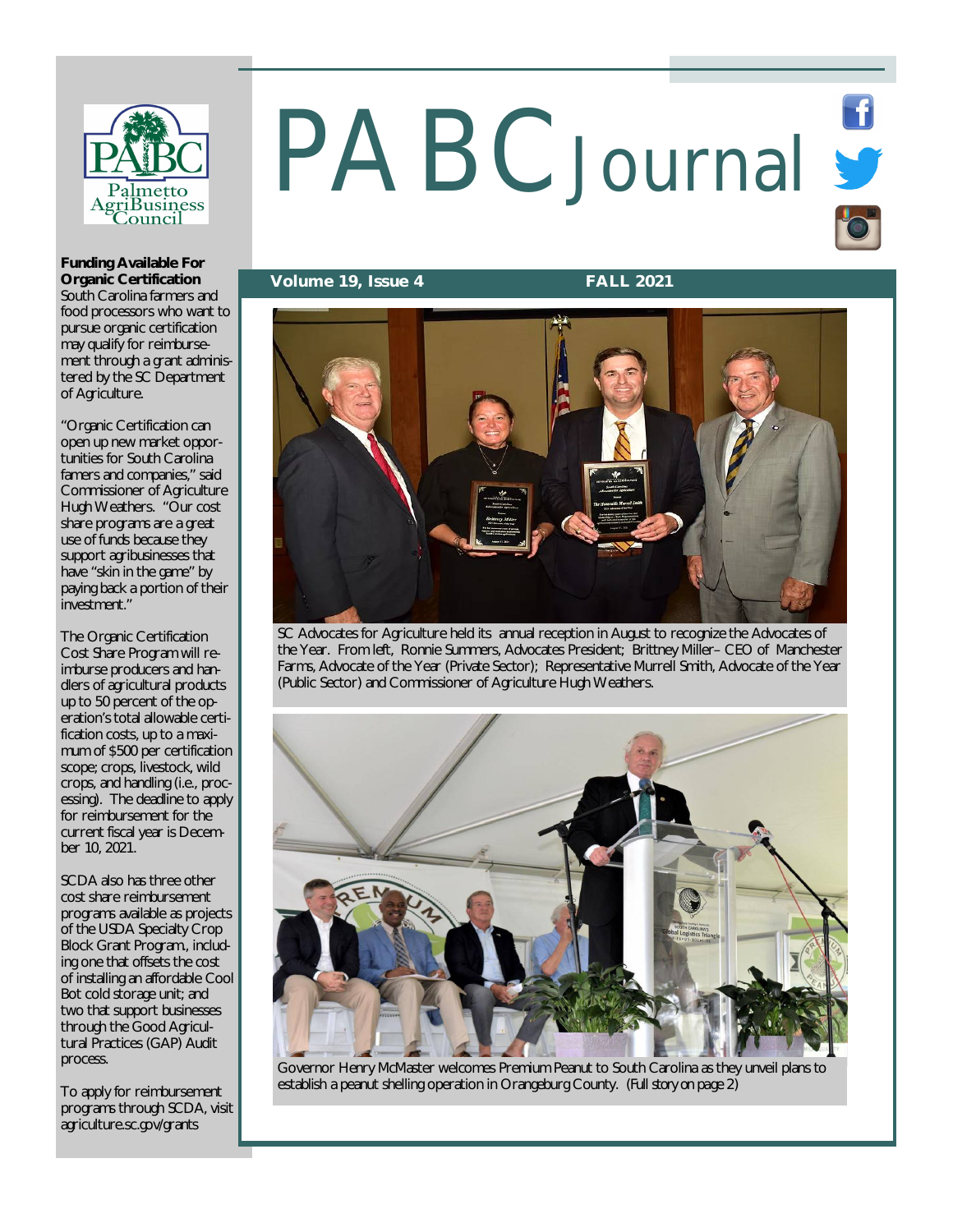# PABC Journal

**Volume 19, Issue 4** **FALL 2021**

SC Advocates for Agriculture held its annual reception in August to recognize the Advocates of the Year. From left, Ronnie Summers, Advocates President; Brittney Miller– CEO of Manchester Farms, Advocate of the Year (Private Sector); Representative Murrell Smith, Advocate of the Year (Public Sector) and Commissioner of Agriculture Hugh Weathers.

Governor Henry McMaster welcomes Premium Peanut to South Carolina as they unveil plans to establish a peanut shelling operation in Orangeburg County. (Full story on page 2)

## Funding Available For Organic Certification

South Carolina farmers and food processors who want to pursue organic certification may qualify for reimbursement through a grant administered by the SC Department of Agriculture.

"Organic Certification can open up new market opportunities for South Carolina famers and companies," said Commissioner of Agriculture Hugh Weathers. "Our cost share programs are a great use of funds because they support agribusinesses that have "skin in the game" by paying back a portion of their investment."

The Organic Certification Cost Share Program will reimburse producers and handlers of agricultural products up to 50 percent of the operation's total allowable certification costs, up to a maximum of $500 per certification scope; crops, livestock, wild crops, and handling (i.e., processing). The deadline to apply for reimbursement for the current fiscal year is December 10, 2021.

SCDA also has three other cost share reimbursement programs available as projects of the USDA Specialty Crop Block Grant Program, including one that offsets the cost of installing an affordable Cool Bot cold storage unit; and two that support businesses through the Good Agricultural Practices (GAP) Audit process.

To apply for reimbursement programs through SCDA, visit agriculture.sc.gov/grants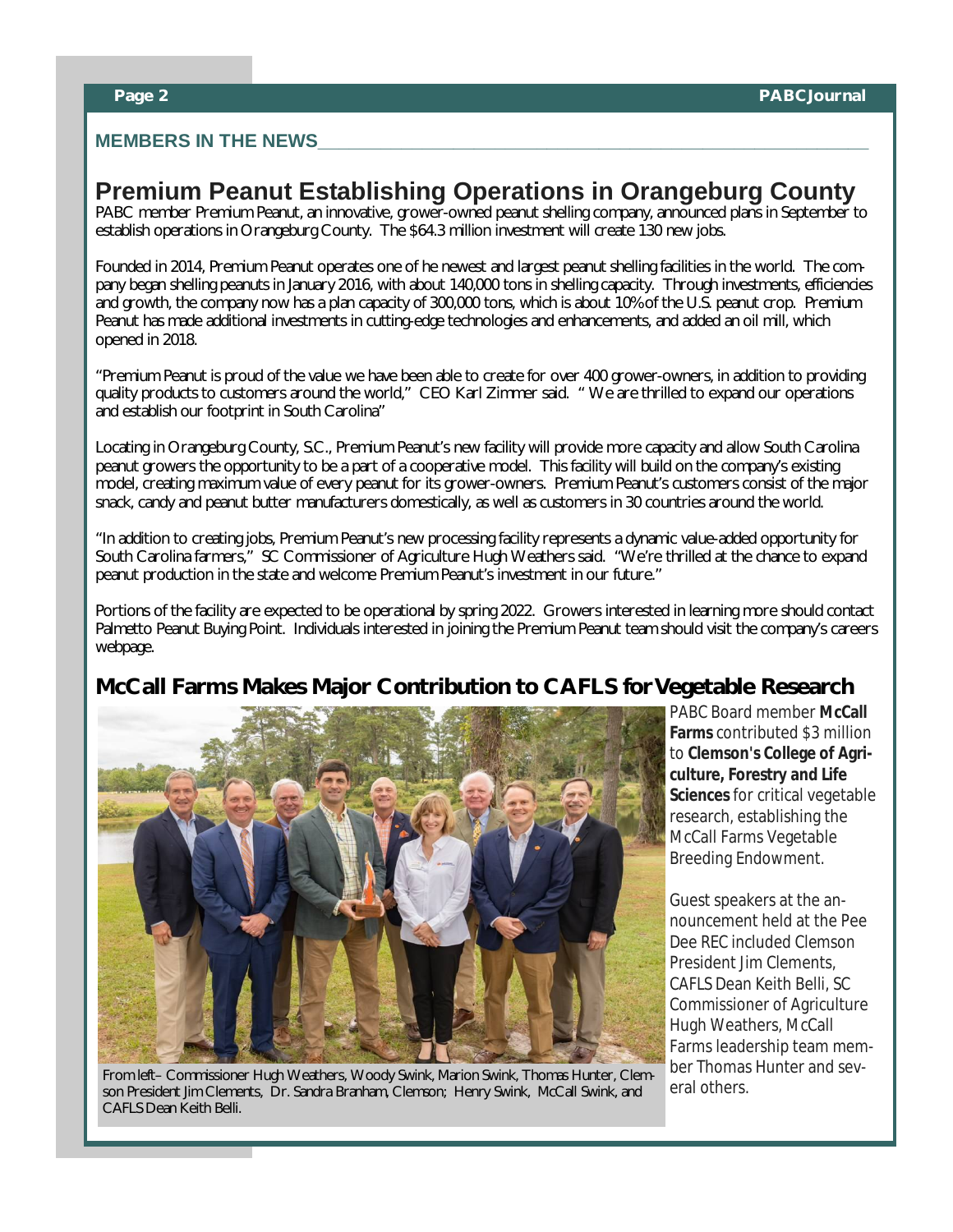## MEMBERS IN THE NEWS

# Premium Peanut Establishing Operations in Orangeburg County

PABC member Premium Peanut, an innovative, grower-owned peanut shelling company, announced plans in September to establish operations in Orangeburg County. The $64.3 million investment will create 130 new jobs.

Founded in 2014, Premium Peanut operates one of he newest and largest peanut shelling facilities in the world. The company began shelling peanuts in January 2016, with about 140,000 tons in shelling capacity. Through investments, efficiencies and growth, the company now has a plan capacity of 300,000 tons, which is about 10% of the U.S. peanut crop. Premium Peanut has made additional investments in cutting-edge technologies and enhancements, and added an oil mill, which opened in 2018.

"Premium Peanut is proud of the value we have been able to create for over 400 grower-owners, in addition to providing quality products to customers around the world," CEO Karl Zimmer said. " We are thrilled to expand our operations and establish our footprint in South Carolina"

Locating in Orangeburg County, S.C., Premium Peanut's new facility will provide more capacity and allow South Carolina peanut growers the opportunity to be a part of a cooperative model. This facility will build on the company's existing model, creating maximum value of every peanut for its grower-owners. Premium Peanut's customers consist of the major snack, candy and peanut butter manufacturers domestically, as well as customers in 30 countries around the world.

"In addition to creating jobs, Premium Peanut's new processing facility represents a dynamic value-added opportunity for South Carolina farmers," SC Commissioner of Agriculture Hugh Weathers said. "We're thrilled at the chance to expand peanut production in the state and welcome Premium Peanut's investment in our future."

Portions of the facility are expected to be operational by spring 2022. Growers interested in learning more should contact Palmetto Peanut Buying Point. Individuals interested in joining the Premium Peanut team should visit the company's careers webpage.

## McCall Farms Makes Major Contribution to CAFLS for Vegetable Research

From left– Commissioner Hugh Weathers, Woody Swink, Marion Swink, Thomas Hunter, Clemson President Jim Clements, Dr. Sandra Branham, Clemson; Henry Swink, McCall Swink, and CAFLS Dean Keith Belli.

PABC Board member **McCall Farms** contributed $3 million to **Clemson's College of Agriculture, Forestry and Life Sciences** for critical vegetable research, establishing the McCall Farms Vegetable Breeding Endowment.

Guest speakers at the announcement held at the Pee Dee REC included Clemson President Jim Clements, CAFLS Dean Keith Belli, SC Commissioner of Agriculture Hugh Weathers, McCall Farms leadership team member Thomas Hunter and several others.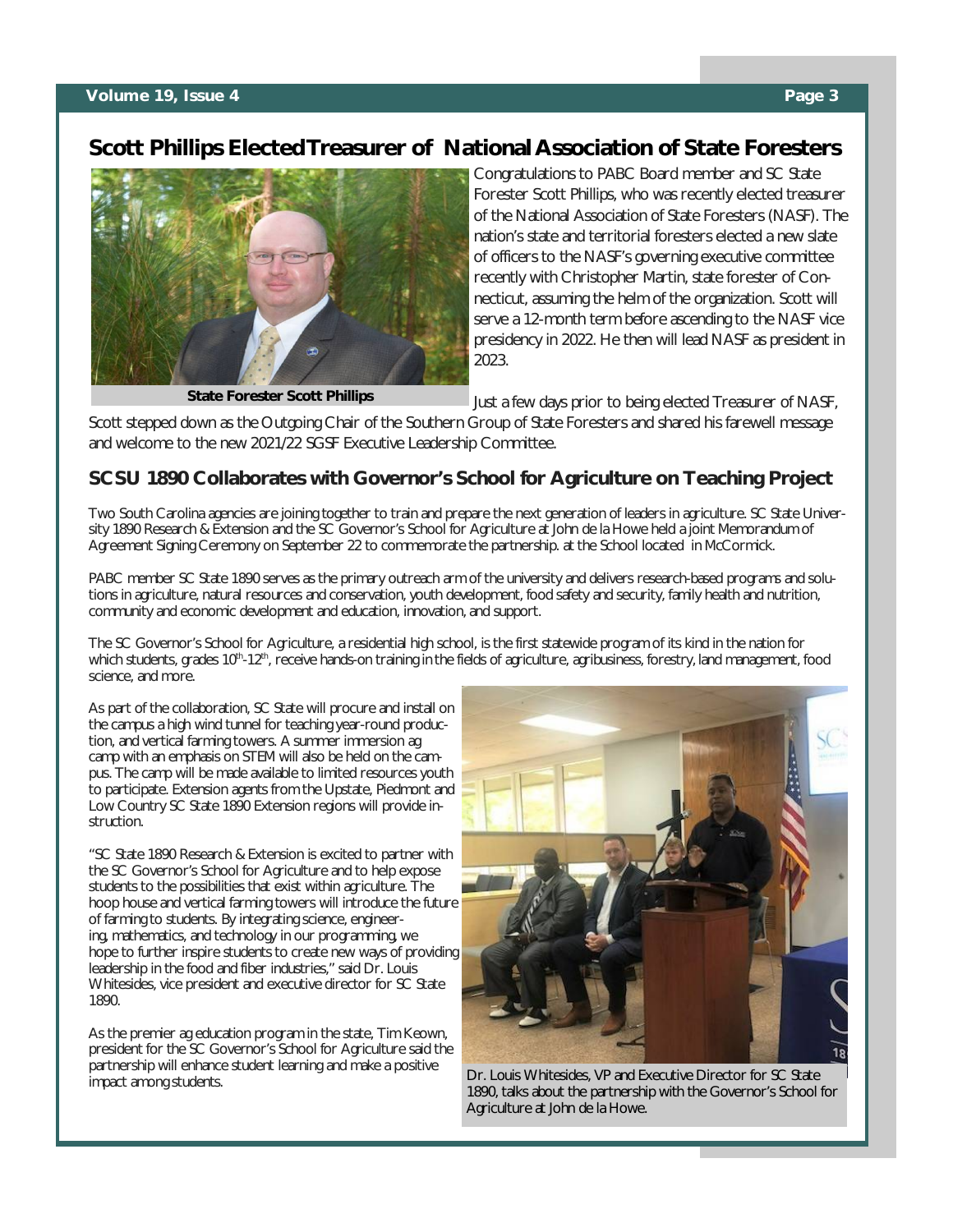## Scott Phillips Elected Treasurer of National Association of State Foresters

State Forester Scott Phillips

Congratulations to PABC Board member and SC State Forester Scott Phillips, who was recently elected treasurer of the National Association of State Foresters (NASF). The nation's state and territorial foresters elected a new slate of officers to the NASF's governing executive committee recently with Christopher Martin, state forester of Connecticut, assuming the helm of the organization. Scott will serve a 12-month term before ascending to the NASF vice presidency in 2022. He then will lead NASF as president in 2023.

Just a few days prior to being elected Treasurer of NASF, Scott stepped down as the Outgoing Chair of the Southern Group of State Foresters and shared his farewell message and welcome to the new 2021/22 SGSF Executive Leadership Committee.

## SCSU 1890 Collaborates with Governor's School for Agriculture on Teaching Project

Two South Carolina agencies are joining together to train and prepare the next generation of leaders in agriculture. SC State University 1890 Research & Extension and the SC Governor's School for Agriculture at John de la Howe held a joint Memorandum of Agreement Signing Ceremony on September 22 to commemorate the partnership. at the School located in McCormick.

PABC member SC State 1890 serves as the primary outreach arm of the university and delivers research-based programs and solutions in agriculture, natural resources and conservation, youth development, food safety and security, family health and nutrition, community and economic development and education, innovation, and support.

The SC Governor's School for Agriculture, a residential high school, is the first statewide program of its kind in the nation for which students, grades 10th-12th, receive hands-on training in the fields of agriculture, agribusiness, forestry, land management, food science, and more.

As part of the collaboration, SC State will procure and install on the campus a high wind tunnel for teaching year-round production, and vertical farming towers. A summer immersion ag camp with an emphasis on STEM will also be held on the campus. The camp will be made available to limited resources youth to participate. Extension agents from the Upstate, Piedmont and Low Country SC State 1890 Extension regions will provide instruction.

"SC State 1890 Research & Extension is excited to partner with the SC Governor's School for Agriculture and to help expose students to the possibilities that exist within agriculture. The hoop house and vertical farming towers will introduce the future of farming to students. By integrating science, engineering, mathematics, and technology in our programming, we hope to further inspire students to create new ways of providing leadership in the food and fiber industries," said Dr. Louis Whitesides, vice president and executive director for SC State 1890.

As the premier ag education program in the state, Tim Keown, president for the SC Governor's School for Agriculture said the partnership will enhance student learning and make a positive impact among students.

Dr. Louis Whitesides, VP and Executive Director for SC State 1890, talks about the partnership with the Governor's School for Agriculture at John de la Howe.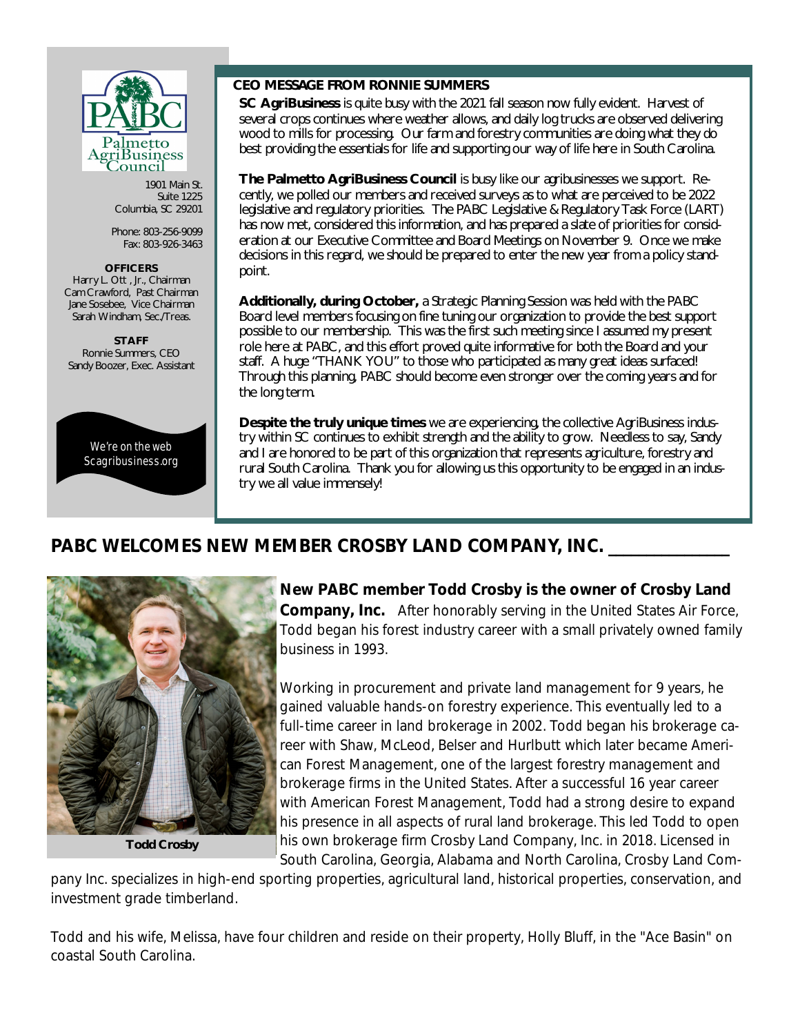Palmetto AgriBusiness Council

1901 Main St.
Suite 1225
Columbia, SC 29201

Phone: 803-256-9099
Fax: 803-926-3463

**OFFICERS**
Harry L. Ott , Jr., Chairman
Cam Crawford, Past Chairman
Jane Sosebee, Vice Chairman
Sarah Windham, Sec./Treas.

**STAFF**
Ronnie Summers, CEO
Sandy Boozer, Exec. Assistant

*We're on the web*
*Scagribusiness.org*

## CEO MESSAGE FROM RONNIE SUMMERS

**SC AgriBusiness** is quite busy with the 2021 fall season now fully evident. Harvest of several crops continues where weather allows, and daily log trucks are observed delivering wood to mills for processing. Our farm and forestry communities are doing what they do best providing the essentials for life and supporting our way of life here in South Carolina.

**The Palmetto AgriBusiness Council** is busy like our agribusinesses we support. Recently, we polled our members and received surveys as to what are perceived to be 2022 legislative and regulatory priorities. The PABC Legislative & Regulatory Task Force (LART) has now met, considered this information, and has prepared a slate of priorities for consideration at our Executive Committee and Board Meetings on November 9. Once we make decisions in this regard, we should be prepared to enter the new year from a policy standpoint.

**Additionally, during October,** a Strategic Planning Session was held with the PABC Board level members focusing on fine tuning our organization to provide the best support possible to our membership. This was the first such meeting since I assumed my present role here at PABC, and this effort proved quite informative for both the Board and your staff. A huge "THANK YOU" to those who participated as many great ideas surfaced! Through this planning, PABC should become even stronger over the coming years and for the long term.

**Despite the truly unique times** we are experiencing, the collective AgriBusiness industry within SC continues to exhibit strength and the ability to grow. Needless to say, Sandy and I are honored to be part of this organization that represents agriculture, forestry and rural South Carolina. Thank you for allowing us this opportunity to be engaged in an industry we all value immensely!

## PABC WELCOMES NEW MEMBER CROSBY LAND COMPANY, INC.

Todd Crosby

**New PABC member Todd Crosby is the owner of Crosby Land Company, Inc.** After honorably serving in the United States Air Force, Todd began his forest industry career with a small privately owned family business in 1993.

Working in procurement and private land management for 9 years, he gained valuable hands-on forestry experience. This eventually led to a full-time career in land brokerage in 2002. Todd began his brokerage career with Shaw, McLeod, Belser and Hurlbutt which later became American Forest Management, one of the largest forestry management and brokerage firms in the United States. After a successful 16 year career with American Forest Management, Todd had a strong desire to expand his presence in all aspects of rural land brokerage. This led Todd to open his own brokerage firm Crosby Land Company, Inc. in 2018. Licensed in South Carolina, Georgia, Alabama and North Carolina, Crosby Land Company Inc. specializes in high-end sporting properties, agricultural land, historical properties, conservation, and investment grade timberland.

Todd and his wife, Melissa, have four children and reside on their property, Holly Bluff, in the "Ace Basin" on coastal South Carolina.